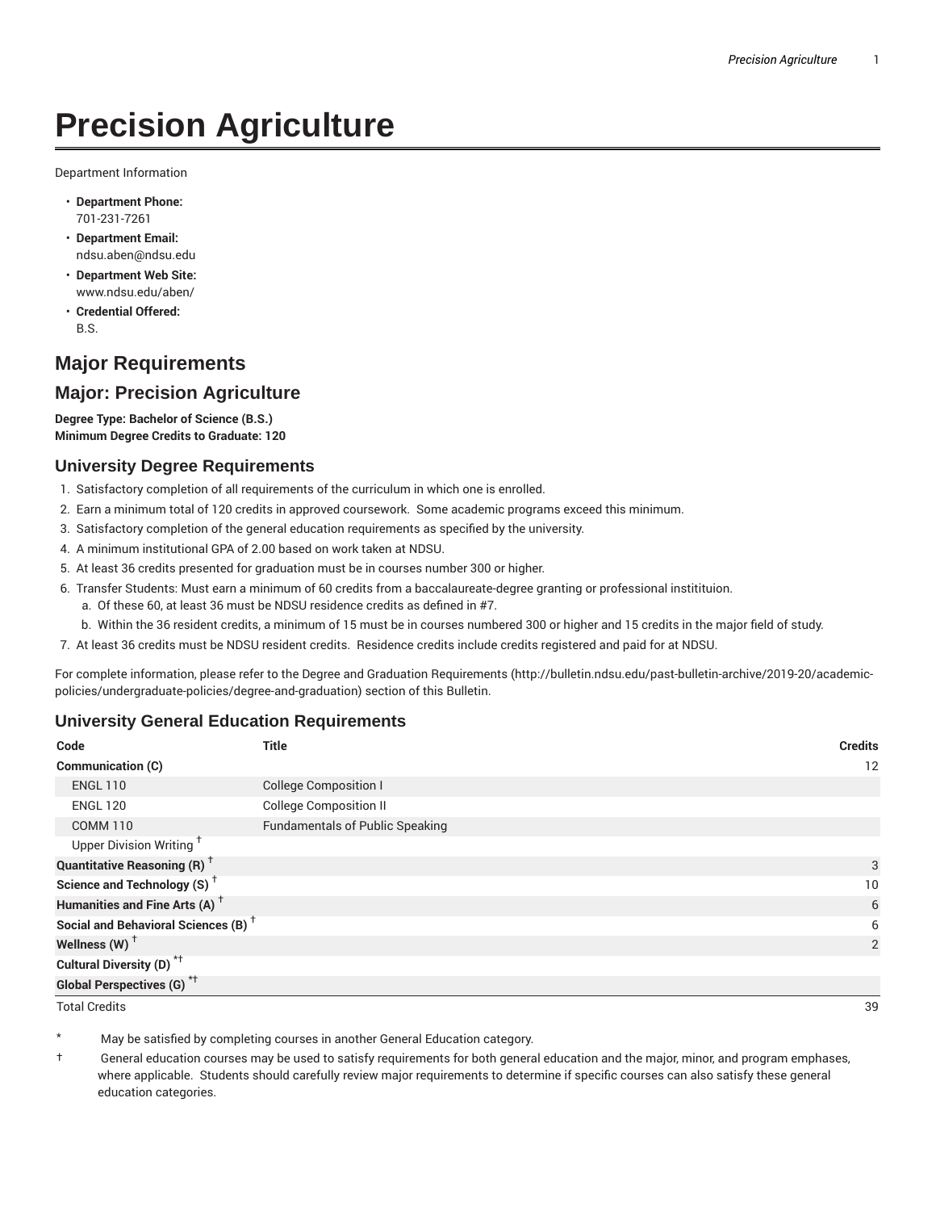# Precision Agriculture

Department Information

- **Department Phone:**
  701-231-7261
- **Department Email:**
  ndsu.aben@ndsu.edu
- **Department Web Site:**
  www.ndsu.edu/aben/
- **Credential Offered:**
  B.S.

## Major Requirements

## Major: Precision Agriculture

**Degree Type: Bachelor of Science (B.S.)**
**Minimum Degree Credits to Graduate: 120**

### University Degree Requirements

1. Satisfactory completion of all requirements of the curriculum in which one is enrolled.
2. Earn a minimum total of 120 credits in approved coursework. Some academic programs exceed this minimum.
3. Satisfactory completion of the general education requirements as specified by the university.
4. A minimum institutional GPA of 2.00 based on work taken at NDSU.
5. At least 36 credits presented for graduation must be in courses number 300 or higher.
6. Transfer Students: Must earn a minimum of 60 credits from a baccalaureate-degree granting or professional instititiuon.
   a. Of these 60, at least 36 must be NDSU residence credits as defined in #7.
   b. Within the 36 resident credits, a minimum of 15 must be in courses numbered 300 or higher and 15 credits in the major field of study.
7. At least 36 credits must be NDSU resident credits. Residence credits include credits registered and paid for at NDSU.

For complete information, please refer to the Degree and Graduation Requirements (http://bulletin.ndsu.edu/past-bulletin-archive/2019-20/academic-policies/undergraduate-policies/degree-and-graduation) section of this Bulletin.

### University General Education Requirements

| Code | Title | Credits |
|---|---|---|
| **Communication (C)** | | 12 |
| ENGL 110 | College Composition I | |
| ENGL 120 | College Composition II | |
| COMM 110 | Fundamentals of Public Speaking | |
| Upper Division Writing † | | |
| **Quantitative Reasoning (R) †** | | 3 |
| **Science and Technology (S) †** | | 10 |
| **Humanities and Fine Arts (A) †** | | 6 |
| **Social and Behavioral Sciences (B) †** | | 6 |
| **Wellness (W) †** | | 2 |
| **Cultural Diversity (D) *†** | | |
| **Global Perspectives (G) *†** | | |
| Total Credits | | 39 |

\* May be satisfied by completing courses in another General Education category.

† General education courses may be used to satisfy requirements for both general education and the major, minor, and program emphases, where applicable. Students should carefully review major requirements to determine if specific courses can also satisfy these general education categories.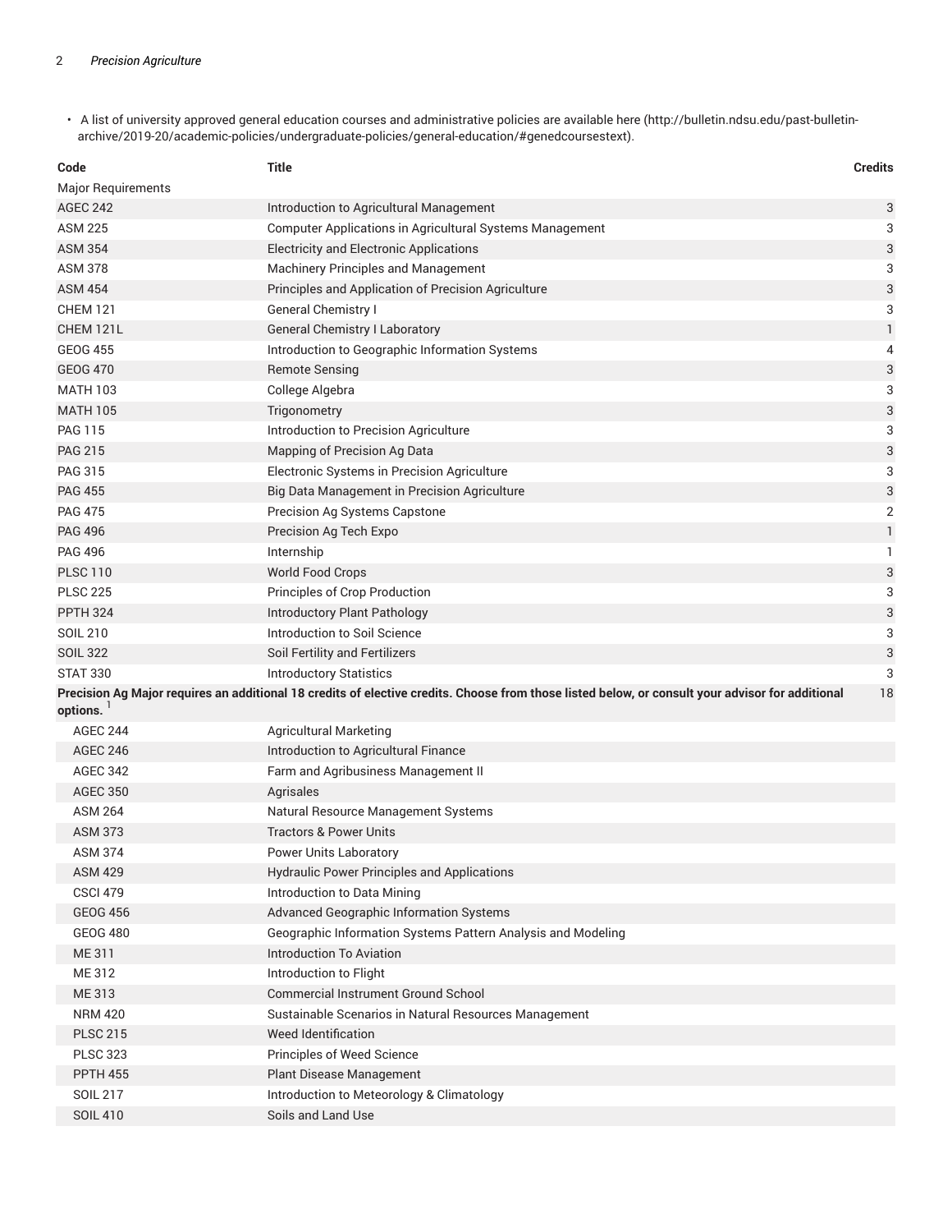- A list of university approved general education courses and administrative policies are available here (http://bulletin.ndsu.edu/past-bulletin-archive/2019-20/academic-policies/undergraduate-policies/general-education/#genedcoursestext).

| Code | Title | Credits |
| --- | --- | --- |
| Major Requirements | | |
| AGEC 242 | Introduction to Agricultural Management | 3 |
| ASM 225 | Computer Applications in Agricultural Systems Management | 3 |
| ASM 354 | Electricity and Electronic Applications | 3 |
| ASM 378 | Machinery Principles and Management | 3 |
| ASM 454 | Principles and Application of Precision Agriculture | 3 |
| CHEM 121 | General Chemistry I | 3 |
| CHEM 121L | General Chemistry I Laboratory | 1 |
| GEOG 455 | Introduction to Geographic Information Systems | 4 |
| GEOG 470 | Remote Sensing | 3 |
| MATH 103 | College Algebra | 3 |
| MATH 105 | Trigonometry | 3 |
| PAG 115 | Introduction to Precision Agriculture | 3 |
| PAG 215 | Mapping of Precision Ag Data | 3 |
| PAG 315 | Electronic Systems in Precision Agriculture | 3 |
| PAG 455 | Big Data Management in Precision Agriculture | 3 |
| PAG 475 | Precision Ag Systems Capstone | 2 |
| PAG 496 | Precision Ag Tech Expo | 1 |
| PAG 496 | Internship | 1 |
| PLSC 110 | World Food Crops | 3 |
| PLSC 225 | Principles of Crop Production | 3 |
| PPTH 324 | Introductory Plant Pathology | 3 |
| SOIL 210 | Introduction to Soil Science | 3 |
| SOIL 322 | Soil Fertility and Fertilizers | 3 |
| STAT 330 | Introductory Statistics | 3 |
| **Precision Ag Major requires an additional 18 credits of elective credits. Choose from those listed below, or consult your advisor for additional options.** [1] | | 18 |
| AGEC 244 | Agricultural Marketing | |
| AGEC 246 | Introduction to Agricultural Finance | |
| AGEC 342 | Farm and Agribusiness Management II | |
| AGEC 350 | Agrisales | |
| ASM 264 | Natural Resource Management Systems | |
| ASM 373 | Tractors & Power Units | |
| ASM 374 | Power Units Laboratory | |
| ASM 429 | Hydraulic Power Principles and Applications | |
| CSCI 479 | Introduction to Data Mining | |
| GEOG 456 | Advanced Geographic Information Systems | |
| GEOG 480 | Geographic Information Systems Pattern Analysis and Modeling | |
| ME 311 | Introduction To Aviation | |
| ME 312 | Introduction to Flight | |
| ME 313 | Commercial Instrument Ground School | |
| NRM 420 | Sustainable Scenarios in Natural Resources Management | |
| PLSC 215 | Weed Identification | |
| PLSC 323 | Principles of Weed Science | |
| PPTH 455 | Plant Disease Management | |
| SOIL 217 | Introduction to Meteorology & Climatology | |
| SOIL 410 | Soils and Land Use | |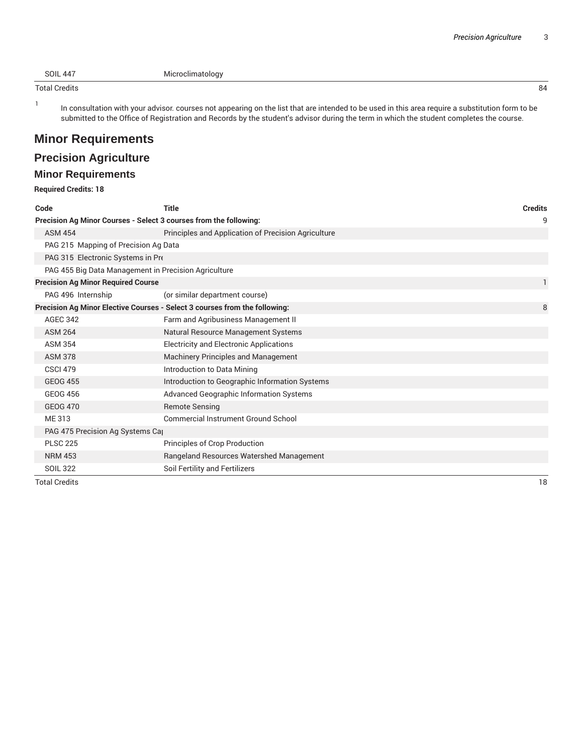| | | |
|---|---|---|
| SOIL 447 | Microclimatology | |
| Total Credits | | 84 |

1 In consultation with your advisor. courses not appearing on the list that are intended to be used in this area require a substitution form to be submitted to the Office of Registration and Records by the student's advisor during the term in which the student completes the course.

# Minor Requirements

## Precision Agriculture

### Minor Requirements

**Required Credits: 18**

| Code | Title | Credits |
|---|---|---|
| **Precision Ag Minor Courses - Select 3 courses from the following:** | | 9 |
| ASM 454 | Principles and Application of Precision Agriculture | |
| PAG 215 Mapping of Precision Ag Data | | |
| PAG 315 Electronic Systems in Pre | | |
| PAG 455 Big Data Management in Precision Agriculture | | |
| **Precision Ag Minor Required Course** | | 1 |
| PAG 496 Internship | (or similar department course) | |
| **Precision Ag Minor Elective Courses - Select 3 courses from the following:** | | 8 |
| AGEC 342 | Farm and Agribusiness Management II | |
| ASM 264 | Natural Resource Management Systems | |
| ASM 354 | Electricity and Electronic Applications | |
| ASM 378 | Machinery Principles and Management | |
| CSCI 479 | Introduction to Data Mining | |
| GEOG 455 | Introduction to Geographic Information Systems | |
| GEOG 456 | Advanced Geographic Information Systems | |
| GEOG 470 | Remote Sensing | |
| ME 313 | Commercial Instrument Ground School | |
| PAG 475 Precision Ag Systems Ca | | |
| PLSC 225 | Principles of Crop Production | |
| NRM 453 | Rangeland Resources Watershed Management | |
| SOIL 322 | Soil Fertility and Fertilizers | |
| Total Credits | | 18 |